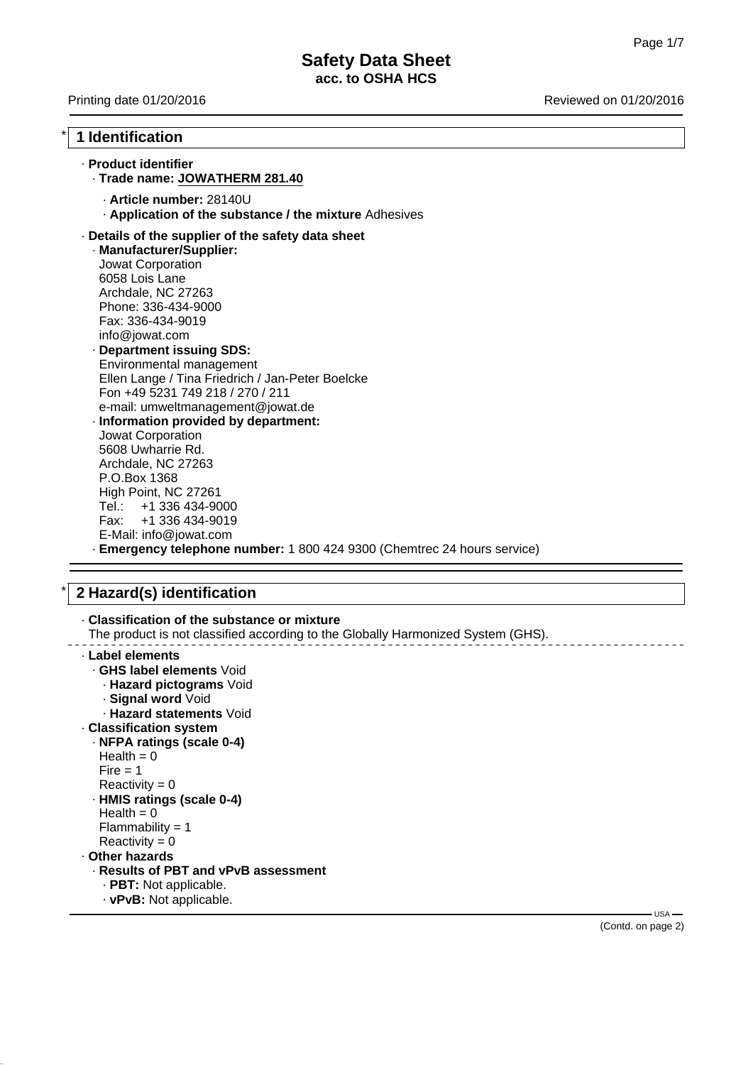# Safety Data Sheet
**acc. to OSHA HCS**

Printing date 01/20/2016 Reviewed on 01/20/2016

## * 1 Identification

· **Product identifier**
· **Trade name: JOWATHERM 281.40**
· **Article number:** 28140U
· **Application of the substance / the mixture** Adhesives

· **Details of the supplier of the safety data sheet**
· **Manufacturer/Supplier:**
Jowat Corporation
6058 Lois Lane
Archdale, NC 27263
Phone: 336-434-9000
Fax: 336-434-9019
info@jowat.com
· **Department issuing SDS:**
Environmental management
Ellen Lange / Tina Friedrich / Jan-Peter Boelcke
Fon +49 5231 749 218 / 270 / 211
e-mail: umweltmanagement@jowat.de
· **Information provided by department:**
Jowat Corporation
5608 Uwharrie Rd.
Archdale, NC 27263
P.O.Box 1368
High Point, NC 27261
Tel.: +1 336 434-9000
Fax: +1 336 434-9019
E-Mail: info@jowat.com
· **Emergency telephone number:** 1 800 424 9300 (Chemtrec 24 hours service)

## * 2 Hazard(s) identification

· **Classification of the substance or mixture**
The product is not classified according to the Globally Harmonized System (GHS).

· **Label elements**
· **GHS label elements** Void
· **Hazard pictograms** Void
· **Signal word** Void
· **Hazard statements** Void
· **Classification system**
· **NFPA ratings (scale 0-4)**
Health = 0
Fire = 1
Reactivity = 0
· **HMIS ratings (scale 0-4)**
Health = 0
Flammability = 1
Reactivity = 0
· **Other hazards**
· **Results of PBT and vPvB assessment**
· **PBT:** Not applicable.
· **vPvB:** Not applicable.

(Contd. on page 2)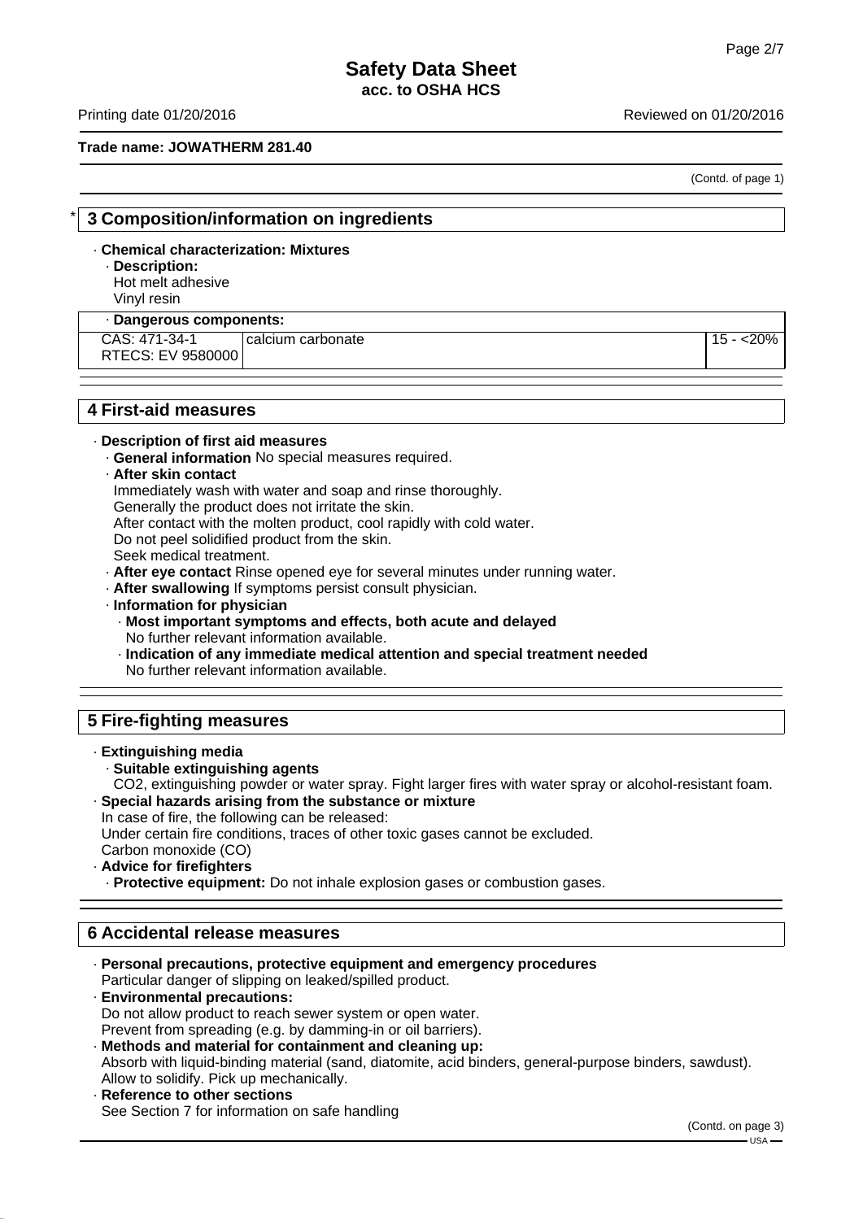# Safety Data Sheet
**acc. to OSHA HCS**

Printing date 01/20/2016 Reviewed on 01/20/2016

**Trade name: JOWATHERM 281.40**

(Contd. of page 1)

## * 3 Composition/information on ingredients

· **Chemical characterization: Mixtures**
· **Description:**
Hot melt adhesive
Vinyl resin

| · Dangerous components: | | |
|---|---|---|
| CAS: 471-34-1<br>RTECS: EV 9580000 | calcium carbonate | 15 - <20% |

## 4 First-aid measures

· **Description of first aid measures**
· **General information** No special measures required.
· **After skin contact**
Immediately wash with water and soap and rinse thoroughly.
Generally the product does not irritate the skin.
After contact with the molten product, cool rapidly with cold water.
Do not peel solidified product from the skin.
Seek medical treatment.
· **After eye contact** Rinse opened eye for several minutes under running water.
· **After swallowing** If symptoms persist consult physician.
· **Information for physician**
· **Most important symptoms and effects, both acute and delayed**
No further relevant information available.
· **Indication of any immediate medical attention and special treatment needed**
No further relevant information available.

## 5 Fire-fighting measures

· **Extinguishing media**
· **Suitable extinguishing agents**
CO2, extinguishing powder or water spray. Fight larger fires with water spray or alcohol-resistant foam.
· **Special hazards arising from the substance or mixture**
In case of fire, the following can be released:
Under certain fire conditions, traces of other toxic gases cannot be excluded.
Carbon monoxide (CO)
· **Advice for firefighters**
· **Protective equipment:** Do not inhale explosion gases or combustion gases.

## 6 Accidental release measures

· **Personal precautions, protective equipment and emergency procedures**
Particular danger of slipping on leaked/spilled product.
· **Environmental precautions:**
Do not allow product to reach sewer system or open water.
Prevent from spreading (e.g. by damming-in or oil barriers).
· **Methods and material for containment and cleaning up:**
Absorb with liquid-binding material (sand, diatomite, acid binders, general-purpose binders, sawdust).
Allow to solidify. Pick up mechanically.
· **Reference to other sections**
See Section 7 for information on safe handling

(Contd. on page 3)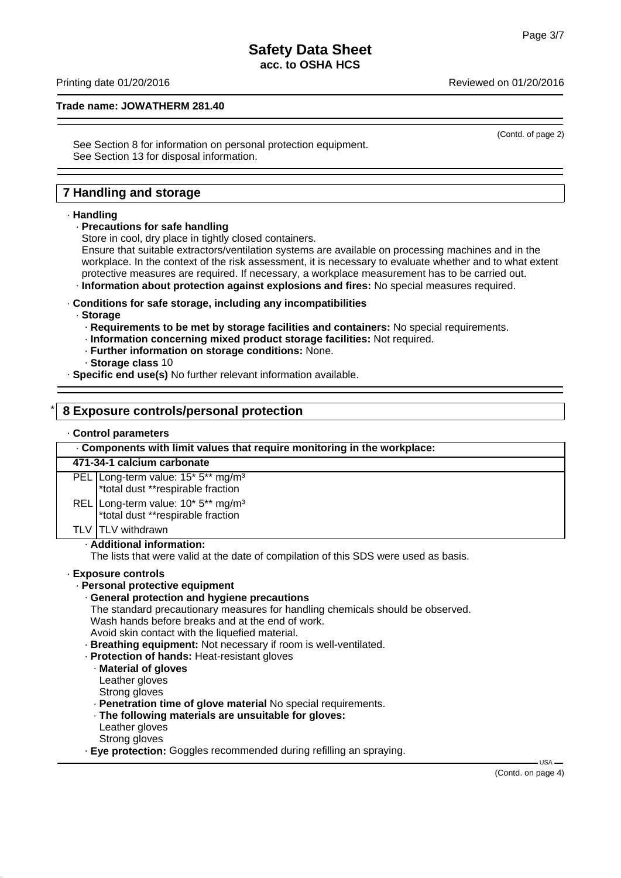Safety Data Sheet
acc. to OSHA HCS

Printing date 01/20/2016 Reviewed on 01/20/2016

**Trade name: JOWATHERM 281.40**

(Contd. of page 2)

See Section 8 for information on personal protection equipment.
See Section 13 for disposal information.

## 7 Handling and storage

· **Handling**
· **Precautions for safe handling**
Store in cool, dry place in tightly closed containers.
Ensure that suitable extractors/ventilation systems are available on processing machines and in the workplace. In the context of the risk assessment, it is necessary to evaluate whether and to what extent protective measures are required. If necessary, a workplace measurement has to be carried out.
· **Information about protection against explosions and fires:** No special measures required.

· **Conditions for safe storage, including any incompatibilities**
· **Storage**
· **Requirements to be met by storage facilities and containers:** No special requirements.
· **Information concerning mixed product storage facilities:** Not required.
· **Further information on storage conditions:** None.
· **Storage class** 10
· **Specific end use(s)** No further relevant information available.

## * 8 Exposure controls/personal protection

· **Control parameters**

| · Components with limit values that require monitoring in the workplace: | |
|---|---|
| **471-34-1 calcium carbonate** | |
| PEL | Long-term value: 15* 5** mg/m³<br>*total dust **respirable fraction |
| REL | Long-term value: 10* 5** mg/m³<br>*total dust **respirable fraction |
| TLV | TLV withdrawn |

· **Additional information:**
The lists that were valid at the date of compilation of this SDS were used as basis.

· **Exposure controls**
· **Personal protective equipment**
· **General protection and hygiene precautions**
The standard precautionary measures for handling chemicals should be observed.
Wash hands before breaks and at the end of work.
Avoid skin contact with the liquefied material.
· **Breathing equipment:** Not necessary if room is well-ventilated.
· **Protection of hands:** Heat-resistant gloves
· **Material of gloves**
Leather gloves
Strong gloves
· **Penetration time of glove material** No special requirements.
· **The following materials are unsuitable for gloves:**
Leather gloves
Strong gloves
· **Eye protection:** Goggles recommended during refilling an spraying.

(Contd. on page 4)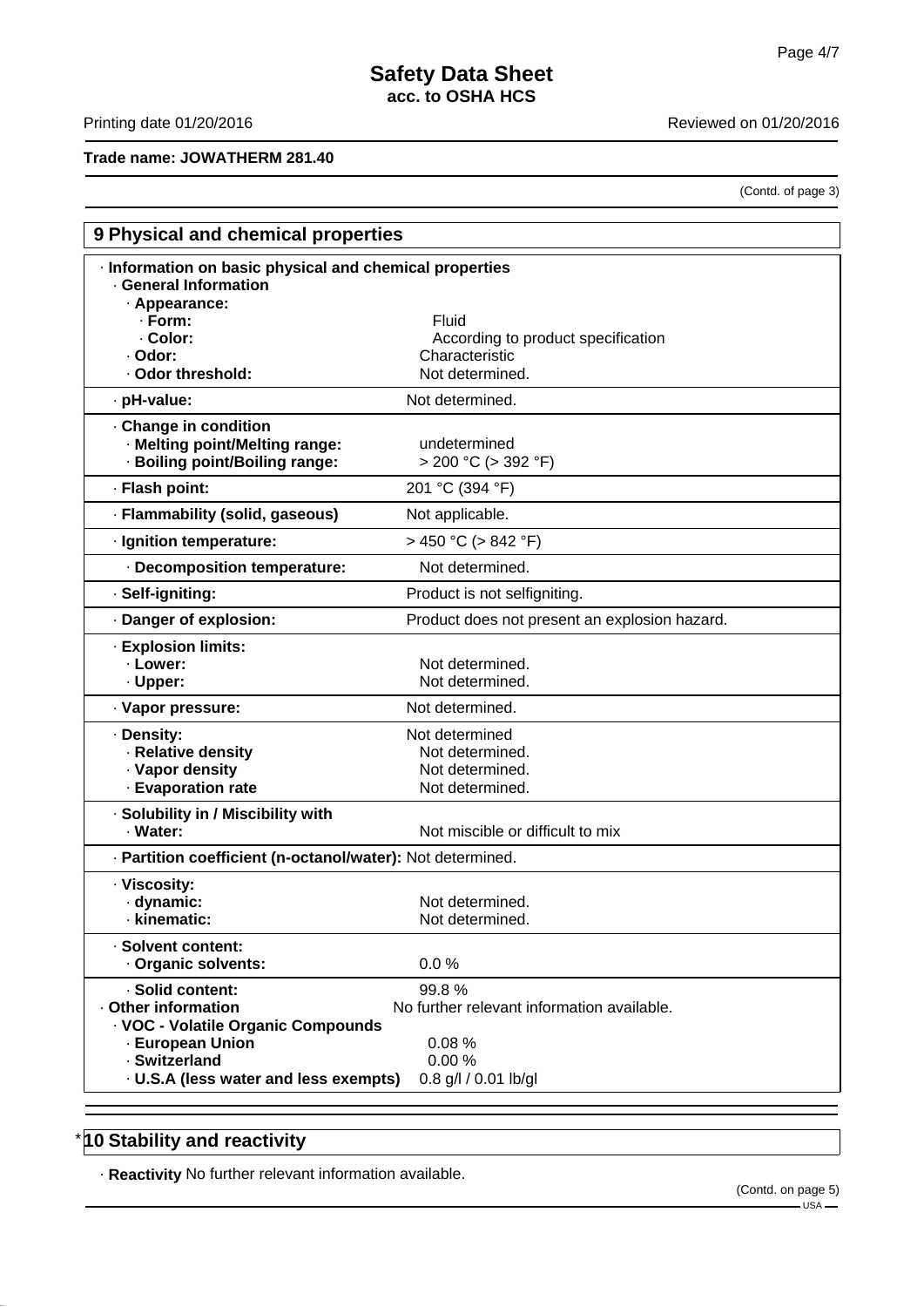Trade name: JOWATHERM 281.40

(Contd. of page 3)

## 9 Physical and chemical properties

· **Information on basic physical and chemical properties**

· **General Information**

· **Appearance:**

| | |
|---|---|
| · **Form:** | Fluid |
| · **Color:** | According to product specification |
| · **Odor:** | Characteristic |
| · **Odor threshold:** | Not determined. |
| · **pH-value:** | Not determined. |
| · **Change in condition** | |
| · **Melting point/Melting range:** | undetermined |
| · **Boiling point/Boiling range:** | > 200 °C (> 392 °F) |
| · **Flash point:** | 201 °C (394 °F) |
| · **Flammability (solid, gaseous)** | Not applicable. |
| · **Ignition temperature:** | > 450 °C (> 842 °F) |
| · **Decomposition temperature:** | Not determined. |
| · **Self-igniting:** | Product is not selfigniting. |
| · **Danger of explosion:** | Product does not present an explosion hazard. |
| · **Explosion limits:** | |
| · **Lower:** | Not determined. |
| · **Upper:** | Not determined. |
| · **Vapor pressure:** | Not determined. |
| · **Density:** | Not determined |
| · **Relative density** | Not determined. |
| · **Vapor density** | Not determined. |
| · **Evaporation rate** | Not determined. |
| · **Solubility in / Miscibility with** | |
| · **Water:** | Not miscible or difficult to mix |
| · **Partition coefficient (n-octanol/water):** | Not determined. |
| · **Viscosity:** | |
| · **dynamic:** | Not determined. |
| · **kinematic:** | Not determined. |
| · **Solvent content:** | |
| · **Organic solvents:** | 0.0 % |
| · **Solid content:** | 99.8 % |
| · **Other information** | No further relevant information available. |
| · **VOC - Volatile Organic Compounds** | |
| · **European Union** | 0.08 % |
| · **Switzerland** | 0.00 % |
| · **U.S.A (less water and less exempts)** | 0.8 g/l / 0.01 lb/gl |

## * 10 Stability and reactivity

· **Reactivity** No further relevant information available.

(Contd. on page 5)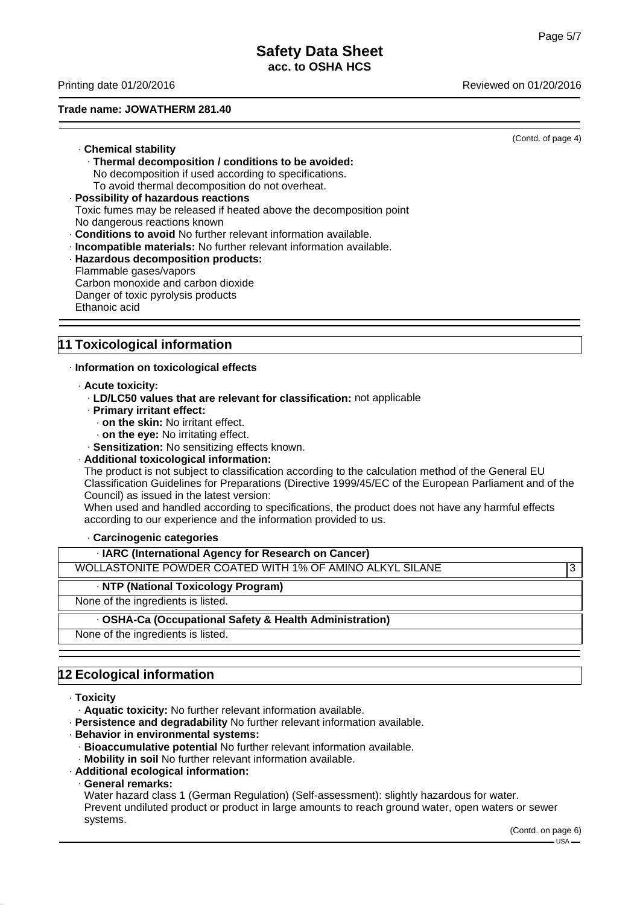(Contd. of page 4)

- **Chemical stability**
  - **Thermal decomposition / conditions to be avoided:**
    No decomposition if used according to specifications.
    To avoid thermal decomposition do not overheat.
- **Possibility of hazardous reactions**
  Toxic fumes may be released if heated above the decomposition point
  No dangerous reactions known
- **Conditions to avoid** No further relevant information available.
- **Incompatible materials:** No further relevant information available.
- **Hazardous decomposition products:**
  Flammable gases/vapors
  Carbon monoxide and carbon dioxide
  Danger of toxic pyrolysis products
  Ethanoic acid

## 11 Toxicological information

- **Information on toxicological effects**
  - **Acute toxicity:**
    - **LD/LC50 values that are relevant for classification:** not applicable
    - **Primary irritant effect:**
      - **on the skin:** No irritant effect.
      - **on the eye:** No irritating effect.
    - **Sensitization:** No sensitizing effects known.
  - **Additional toxicological information:**
    The product is not subject to classification according to the calculation method of the General EU Classification Guidelines for Preparations (Directive 1999/45/EC of the European Parliament and of the Council) as issued in the latest version:
    When used and handled according to specifications, the product does not have any harmful effects according to our experience and the information provided to us.
    - **Carcinogenic categories**

| **IARC (International Agency for Research on Cancer)** | |
|---|---|
| WOLLASTONITE POWDER COATED WITH 1% OF AMINO ALKYL SILANE | 3 |

| **NTP (National Toxicology Program)** |
|---|
| None of the ingredients is listed. |

| **OSHA-Ca (Occupational Safety & Health Administration)** |
|---|
| None of the ingredients is listed. |

## 12 Ecological information

- **Toxicity**
  - **Aquatic toxicity:** No further relevant information available.
- **Persistence and degradability** No further relevant information available.
- **Behavior in environmental systems:**
  - **Bioaccumulative potential** No further relevant information available.
  - **Mobility in soil** No further relevant information available.
- **Additional ecological information:**
  - **General remarks:**
    Water hazard class 1 (German Regulation) (Self-assessment): slightly hazardous for water.
    Prevent undiluted product or product in large amounts to reach ground water, open waters or sewer systems.

(Contd. on page 6)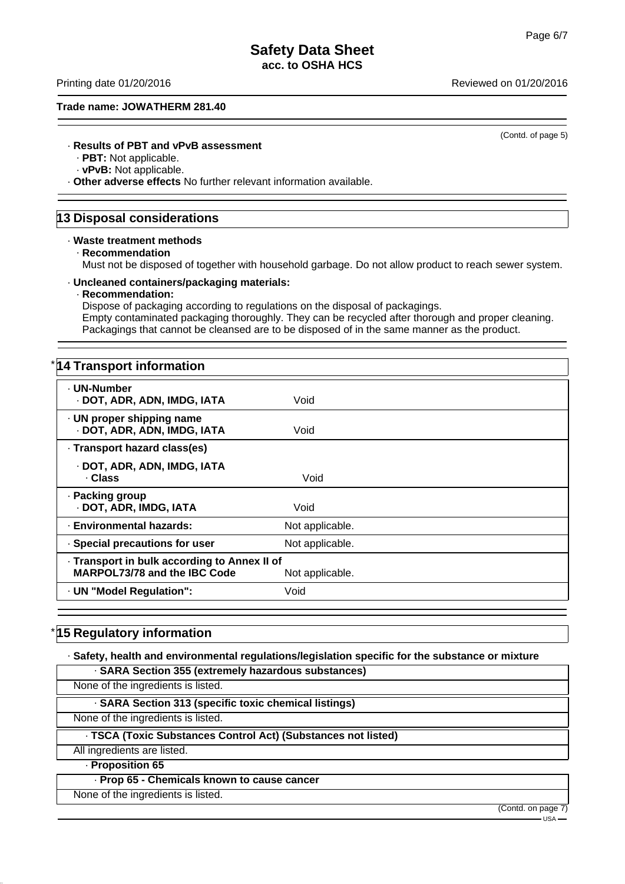Trade name: JOWATHERM 281.40

(Contd. of page 5)

- **Results of PBT and vPvB assessment**
  - **PBT:** Not applicable.
  - **vPvB:** Not applicable.
- **Other adverse effects** No further relevant information available.

## 13 Disposal considerations

- **Waste treatment methods**
  - **Recommendation**
    Must not be disposed of together with household garbage. Do not allow product to reach sewer system.
- **Uncleaned containers/packaging materials:**
  - **Recommendation:**
    Dispose of packaging according to regulations on the disposal of packagings.
    Empty contaminated packaging thoroughly. They can be recycled after thorough and proper cleaning.
    Packagings that cannot be cleansed are to be disposed of in the same manner as the product.

## * 14 Transport information

| | |
|---|---|
| **UN-Number** · **DOT, ADR, ADN, IMDG, IATA** | Void |
| **UN proper shipping name** · **DOT, ADR, ADN, IMDG, IATA** | Void |
| **Transport hazard class(es)** · **DOT, ADR, ADN, IMDG, IATA** · **Class** | Void |
| **Packing group** · **DOT, ADR, IMDG, IATA** | Void |
| **Environmental hazards:** | Not applicable. |
| **Special precautions for user** | Not applicable. |
| **Transport in bulk according to Annex II of MARPOL73/78 and the IBC Code** | Not applicable. |
| **UN "Model Regulation":** | Void |

## * 15 Regulatory information

- **Safety, health and environmental regulations/legislation specific for the substance or mixture**

**SARA Section 355 (extremely hazardous substances)**

None of the ingredients is listed.

**SARA Section 313 (specific toxic chemical listings)**

None of the ingredients is listed.

**TSCA (Toxic Substances Control Act) (Substances not listed)**

All ingredients are listed.

**Proposition 65**

**Prop 65 - Chemicals known to cause cancer**

None of the ingredients is listed.

(Contd. on page 7)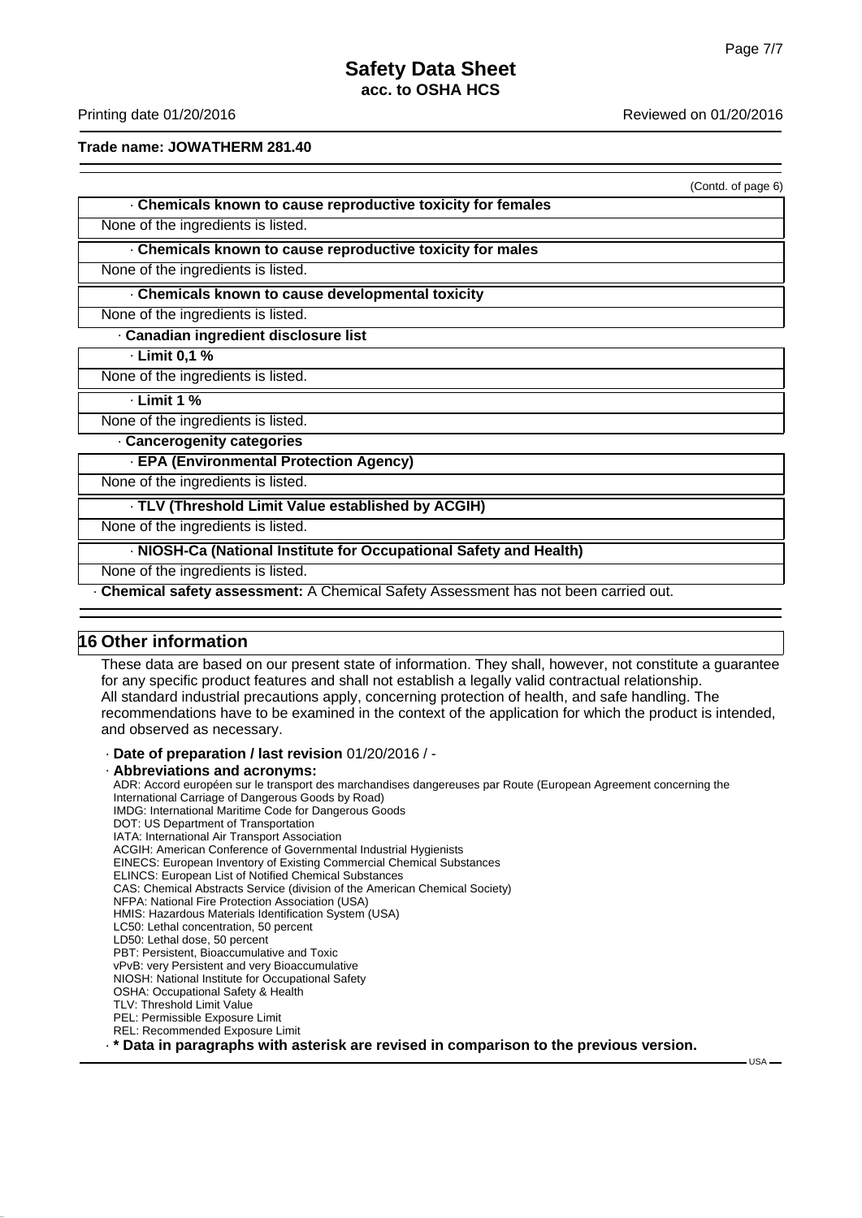(Contd. of page 6)

· **Chemicals known to cause reproductive toxicity for females**

None of the ingredients is listed.

· **Chemicals known to cause reproductive toxicity for males**

None of the ingredients is listed.

· **Chemicals known to cause developmental toxicity**

None of the ingredients is listed.

· **Canadian ingredient disclosure list**

· **Limit 0,1 %**

None of the ingredients is listed.

· **Limit 1 %**

None of the ingredients is listed.

· **Cancerogenity categories**

· **EPA (Environmental Protection Agency)**

None of the ingredients is listed.

· **TLV (Threshold Limit Value established by ACGIH)**

None of the ingredients is listed.

· **NIOSH-Ca (National Institute for Occupational Safety and Health)**

None of the ingredients is listed.

· **Chemical safety assessment:** A Chemical Safety Assessment has not been carried out.

## 16 Other information

These data are based on our present state of information. They shall, however, not constitute a guarantee for any specific product features and shall not establish a legally valid contractual relationship.
All standard industrial precautions apply, concerning protection of health, and safe handling. The recommendations have to be examined in the context of the application for which the product is intended, and observed as necessary.

· **Date of preparation / last revision** 01/20/2016 / -

· **Abbreviations and acronyms:**

ADR: Accord européen sur le transport des marchandises dangereuses par Route (European Agreement concerning the International Carriage of Dangerous Goods by Road)
IMDG: International Maritime Code for Dangerous Goods
DOT: US Department of Transportation
IATA: International Air Transport Association
ACGIH: American Conference of Governmental Industrial Hygienists
EINECS: European Inventory of Existing Commercial Chemical Substances
ELINCS: European List of Notified Chemical Substances
CAS: Chemical Abstracts Service (division of the American Chemical Society)
NFPA: National Fire Protection Association (USA)
HMIS: Hazardous Materials Identification System (USA)
LC50: Lethal concentration, 50 percent
LD50: Lethal dose, 50 percent
PBT: Persistent, Bioaccumulative and Toxic
vPvB: very Persistent and very Bioaccumulative
NIOSH: National Institute for Occupational Safety
OSHA: Occupational Safety & Health
TLV: Threshold Limit Value
PEL: Permissible Exposure Limit
REL: Recommended Exposure Limit

· **\* Data in paragraphs with asterisk are revised in comparison to the previous version.**